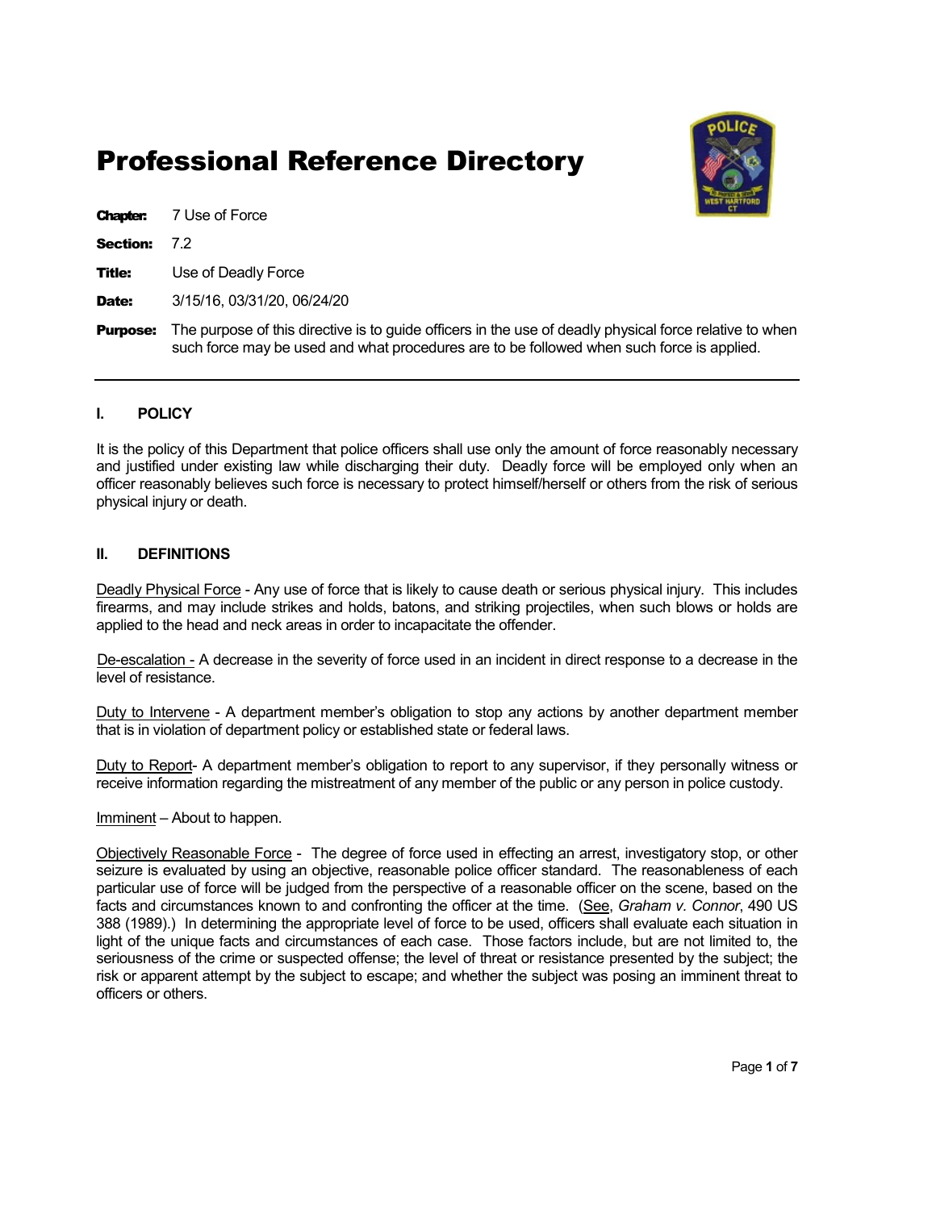# Professional Reference Directory

**Chapter:** 7 Use of Force

**Section:** 7.2

**Title:** Use of Deadly Force

**Date:** 3/15/16, 03/31/20, 06/24/20

**Purpose:** The purpose of this directive is to guide officers in the use of deadly physical force relative to when such force may be used and what procedures are to be followed when such force is applied.

---

## I. POLICY

It is the policy of this Department that police officers shall use only the amount of force reasonably necessary and justified under existing law while discharging their duty. Deadly force will be employed only when an officer reasonably believes such force is necessary to protect himself/herself or others from the risk of serious physical injury or death.

## II. DEFINITIONS

Deadly Physical Force - Any use of force that is likely to cause death or serious physical injury. This includes firearms, and may include strikes and holds, batons, and striking projectiles, when such blows or holds are applied to the head and neck areas in order to incapacitate the offender.

De-escalation - A decrease in the severity of force used in an incident in direct response to a decrease in the level of resistance.

Duty to Intervene - A department member's obligation to stop any actions by another department member that is in violation of department policy or established state or federal laws.

Duty to Report- A department member's obligation to report to any supervisor, if they personally witness or receive information regarding the mistreatment of any member of the public or any person in police custody.

Imminent – About to happen.

Objectively Reasonable Force - The degree of force used in effecting an arrest, investigatory stop, or other seizure is evaluated by using an objective, reasonable police officer standard. The reasonableness of each particular use of force will be judged from the perspective of a reasonable officer on the scene, based on the facts and circumstances known to and confronting the officer at the time. (See, *Graham v. Connor*, 490 US 388 (1989).) In determining the appropriate level of force to be used, officers shall evaluate each situation in light of the unique facts and circumstances of each case. Those factors include, but are not limited to, the seriousness of the crime or suspected offense; the level of threat or resistance presented by the subject; the risk or apparent attempt by the subject to escape; and whether the subject was posing an imminent threat to officers or others.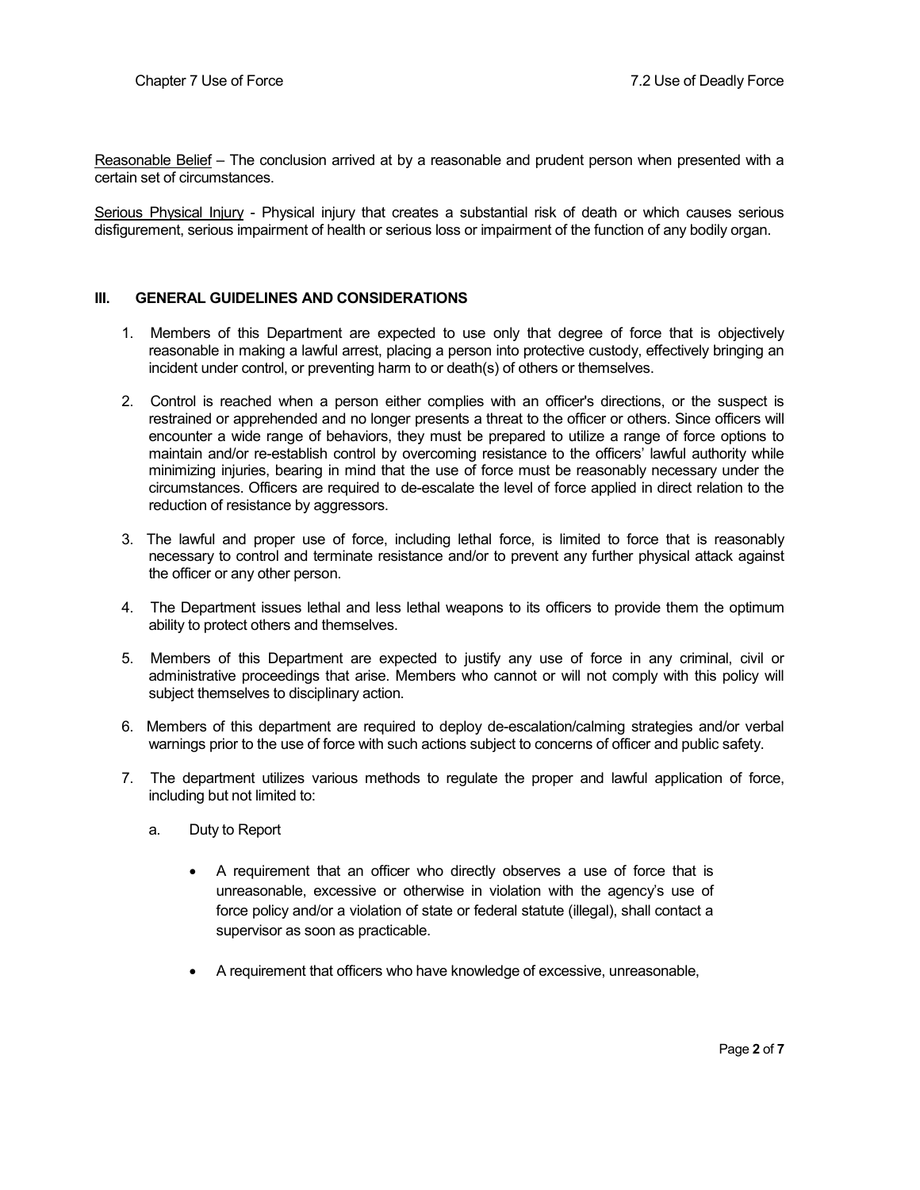<u>Reasonable Belief</u> – The conclusion arrived at by a reasonable and prudent person when presented with a certain set of circumstances.

<u>Serious Physical Injury</u> - Physical injury that creates a substantial risk of death or which causes serious disfigurement, serious impairment of health or serious loss or impairment of the function of any bodily organ.

## III. GENERAL GUIDELINES AND CONSIDERATIONS

1. Members of this Department are expected to use only that degree of force that is objectively reasonable in making a lawful arrest, placing a person into protective custody, effectively bringing an incident under control, or preventing harm to or death(s) of others or themselves.

2. Control is reached when a person either complies with an officer's directions, or the suspect is restrained or apprehended and no longer presents a threat to the officer or others. Since officers will encounter a wide range of behaviors, they must be prepared to utilize a range of force options to maintain and/or re-establish control by overcoming resistance to the officers' lawful authority while minimizing injuries, bearing in mind that the use of force must be reasonably necessary under the circumstances. Officers are required to de-escalate the level of force applied in direct relation to the reduction of resistance by aggressors.

3. The lawful and proper use of force, including lethal force, is limited to force that is reasonably necessary to control and terminate resistance and/or to prevent any further physical attack against the officer or any other person.

4. The Department issues lethal and less lethal weapons to its officers to provide them the optimum ability to protect others and themselves.

5. Members of this Department are expected to justify any use of force in any criminal, civil or administrative proceedings that arise. Members who cannot or will not comply with this policy will subject themselves to disciplinary action.

6. Members of this department are required to deploy de-escalation/calming strategies and/or verbal warnings prior to the use of force with such actions subject to concerns of officer and public safety.

7. The department utilizes various methods to regulate the proper and lawful application of force, including but not limited to:

   a. Duty to Report

      - A requirement that an officer who directly observes a use of force that is unreasonable, excessive or otherwise in violation with the agency's use of force policy and/or a violation of state or federal statute (illegal), shall contact a supervisor as soon as practicable.

      - A requirement that officers who have knowledge of excessive, unreasonable,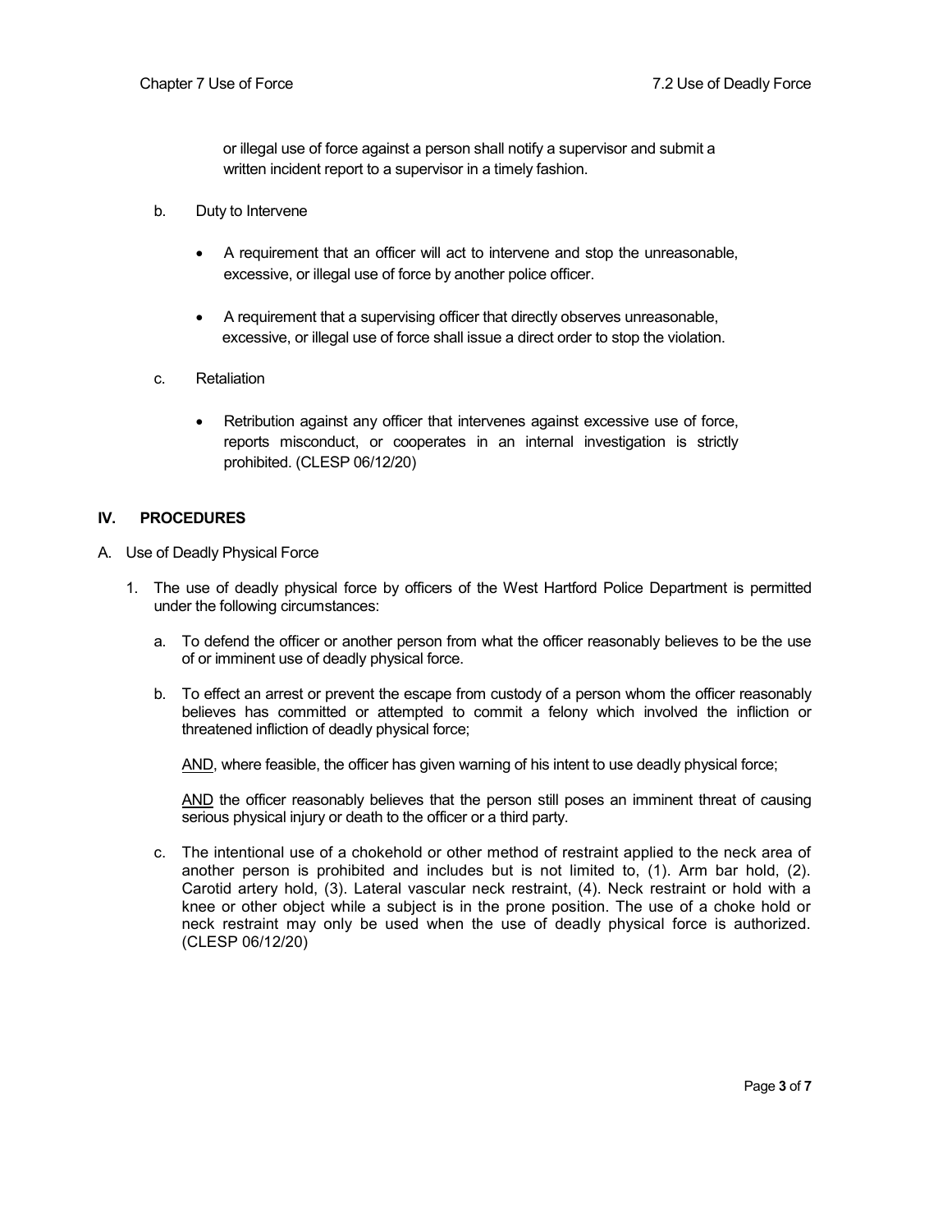or illegal use of force against a person shall notify a supervisor and submit a written incident report to a supervisor in a timely fashion.

b. Duty to Intervene

- A requirement that an officer will act to intervene and stop the unreasonable, excessive, or illegal use of force by another police officer.

- A requirement that a supervising officer that directly observes unreasonable, excessive, or illegal use of force shall issue a direct order to stop the violation.

c. Retaliation

- Retribution against any officer that intervenes against excessive use of force, reports misconduct, or cooperates in an internal investigation is strictly prohibited. (CLESP 06/12/20)

## IV. PROCEDURES

A. Use of Deadly Physical Force

1. The use of deadly physical force by officers of the West Hartford Police Department is permitted under the following circumstances:

   a. To defend the officer or another person from what the officer reasonably believes to be the use of or imminent use of deadly physical force.

   b. To effect an arrest or prevent the escape from custody of a person whom the officer reasonably believes has committed or attempted to commit a felony which involved the infliction or threatened infliction of deadly physical force;

      AND, where feasible, the officer has given warning of his intent to use deadly physical force;

      AND the officer reasonably believes that the person still poses an imminent threat of causing serious physical injury or death to the officer or a third party.

   c. The intentional use of a chokehold or other method of restraint applied to the neck area of another person is prohibited and includes but is not limited to, (1). Arm bar hold, (2). Carotid artery hold, (3). Lateral vascular neck restraint, (4). Neck restraint or hold with a knee or other object while a subject is in the prone position. The use of a choke hold or neck restraint may only be used when the use of deadly physical force is authorized. (CLESP 06/12/20)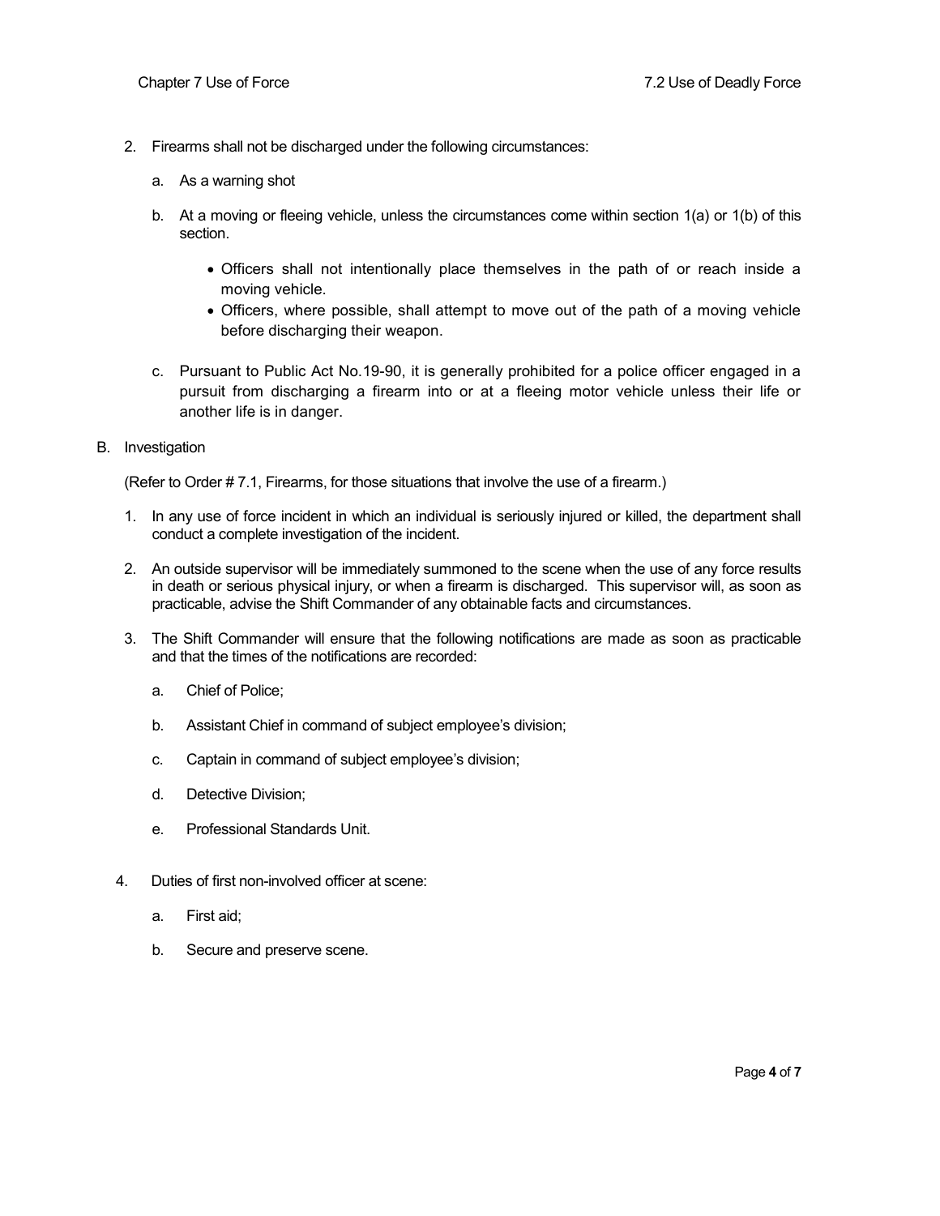2. Firearms shall not be discharged under the following circumstances:

   a. As a warning shot

   b. At a moving or fleeing vehicle, unless the circumstances come within section 1(a) or 1(b) of this section.

      - Officers shall not intentionally place themselves in the path of or reach inside a moving vehicle.
      - Officers, where possible, shall attempt to move out of the path of a moving vehicle before discharging their weapon.

   c. Pursuant to Public Act No.19-90, it is generally prohibited for a police officer engaged in a pursuit from discharging a firearm into or at a fleeing motor vehicle unless their life or another life is in danger.

B. Investigation

(Refer to Order # 7.1, Firearms, for those situations that involve the use of a firearm.)

1. In any use of force incident in which an individual is seriously injured or killed, the department shall conduct a complete investigation of the incident.

2. An outside supervisor will be immediately summoned to the scene when the use of any force results in death or serious physical injury, or when a firearm is discharged. This supervisor will, as soon as practicable, advise the Shift Commander of any obtainable facts and circumstances.

3. The Shift Commander will ensure that the following notifications are made as soon as practicable and that the times of the notifications are recorded:

   a. Chief of Police;

   b. Assistant Chief in command of subject employee's division;

   c. Captain in command of subject employee's division;

   d. Detective Division;

   e. Professional Standards Unit.

4. Duties of first non-involved officer at scene:

   a. First aid;

   b. Secure and preserve scene.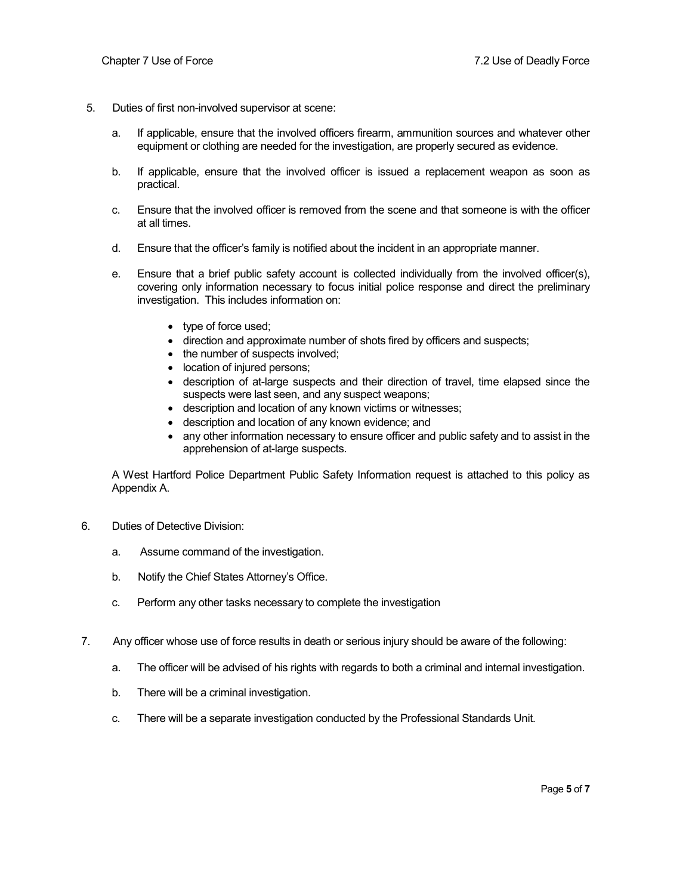5. Duties of first non-involved supervisor at scene:

   a. If applicable, ensure that the involved officers firearm, ammunition sources and whatever other equipment or clothing are needed for the investigation, are properly secured as evidence.

   b. If applicable, ensure that the involved officer is issued a replacement weapon as soon as practical.

   c. Ensure that the involved officer is removed from the scene and that someone is with the officer at all times.

   d. Ensure that the officer's family is notified about the incident in an appropriate manner.

   e. Ensure that a brief public safety account is collected individually from the involved officer(s), covering only information necessary to focus initial police response and direct the preliminary investigation. This includes information on:

      - type of force used;
      - direction and approximate number of shots fired by officers and suspects;
      - the number of suspects involved;
      - location of injured persons;
      - description of at-large suspects and their direction of travel, time elapsed since the suspects were last seen, and any suspect weapons;
      - description and location of any known victims or witnesses;
      - description and location of any known evidence; and
      - any other information necessary to ensure officer and public safety and to assist in the apprehension of at-large suspects.

   A West Hartford Police Department Public Safety Information request is attached to this policy as Appendix A.

6. Duties of Detective Division:

   a. Assume command of the investigation.

   b. Notify the Chief States Attorney's Office.

   c. Perform any other tasks necessary to complete the investigation

7. Any officer whose use of force results in death or serious injury should be aware of the following:

   a. The officer will be advised of his rights with regards to both a criminal and internal investigation.

   b. There will be a criminal investigation.

   c. There will be a separate investigation conducted by the Professional Standards Unit.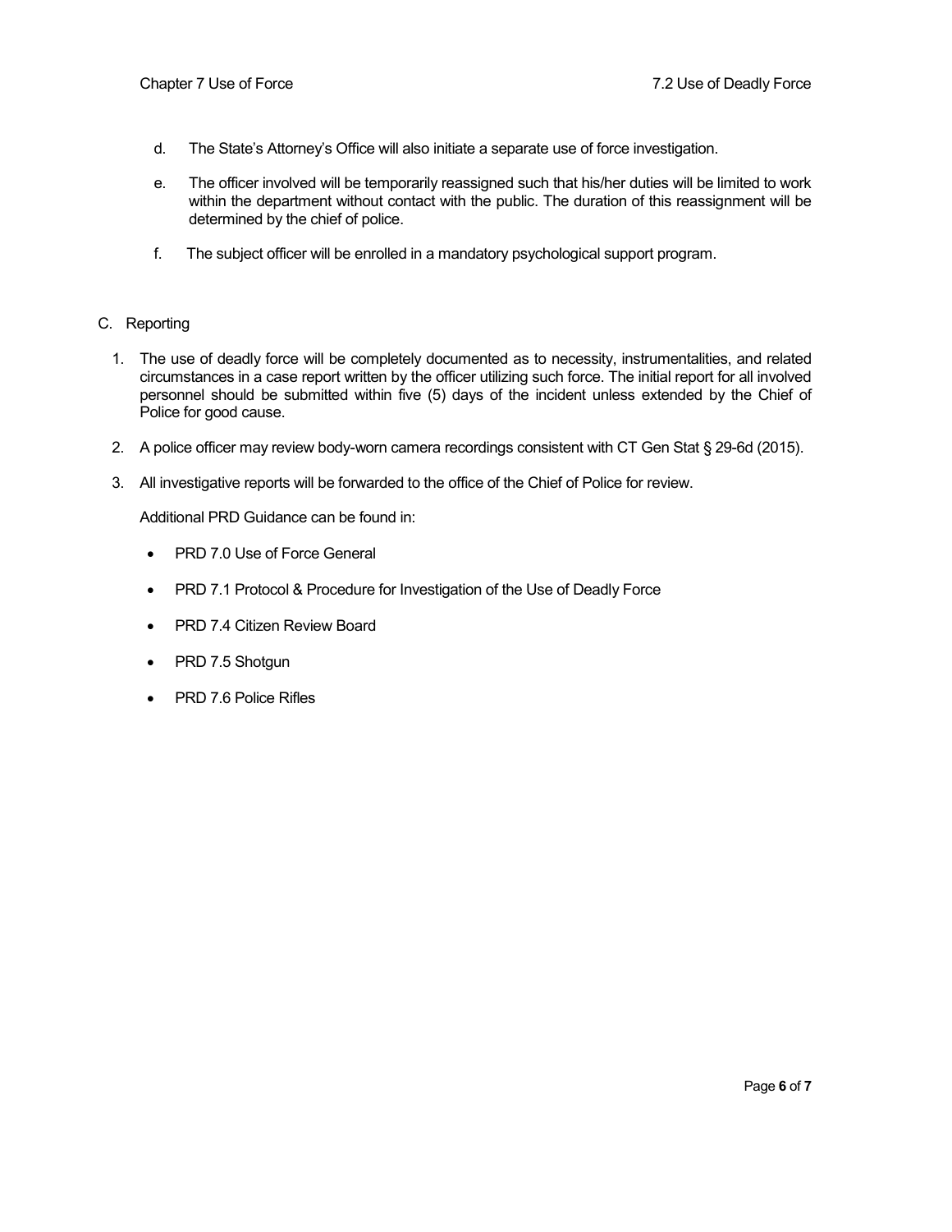d. The State's Attorney's Office will also initiate a separate use of force investigation.

e. The officer involved will be temporarily reassigned such that his/her duties will be limited to work within the department without contact with the public. The duration of this reassignment will be determined by the chief of police.

f. The subject officer will be enrolled in a mandatory psychological support program.

C. Reporting

1. The use of deadly force will be completely documented as to necessity, instrumentalities, and related circumstances in a case report written by the officer utilizing such force. The initial report for all involved personnel should be submitted within five (5) days of the incident unless extended by the Chief of Police for good cause.

2. A police officer may review body-worn camera recordings consistent with CT Gen Stat § 29-6d (2015).

3. All investigative reports will be forwarded to the office of the Chief of Police for review.

Additional PRD Guidance can be found in:

- PRD 7.0 Use of Force General
- PRD 7.1 Protocol & Procedure for Investigation of the Use of Deadly Force
- PRD 7.4 Citizen Review Board
- PRD 7.5 Shotgun
- PRD 7.6 Police Rifles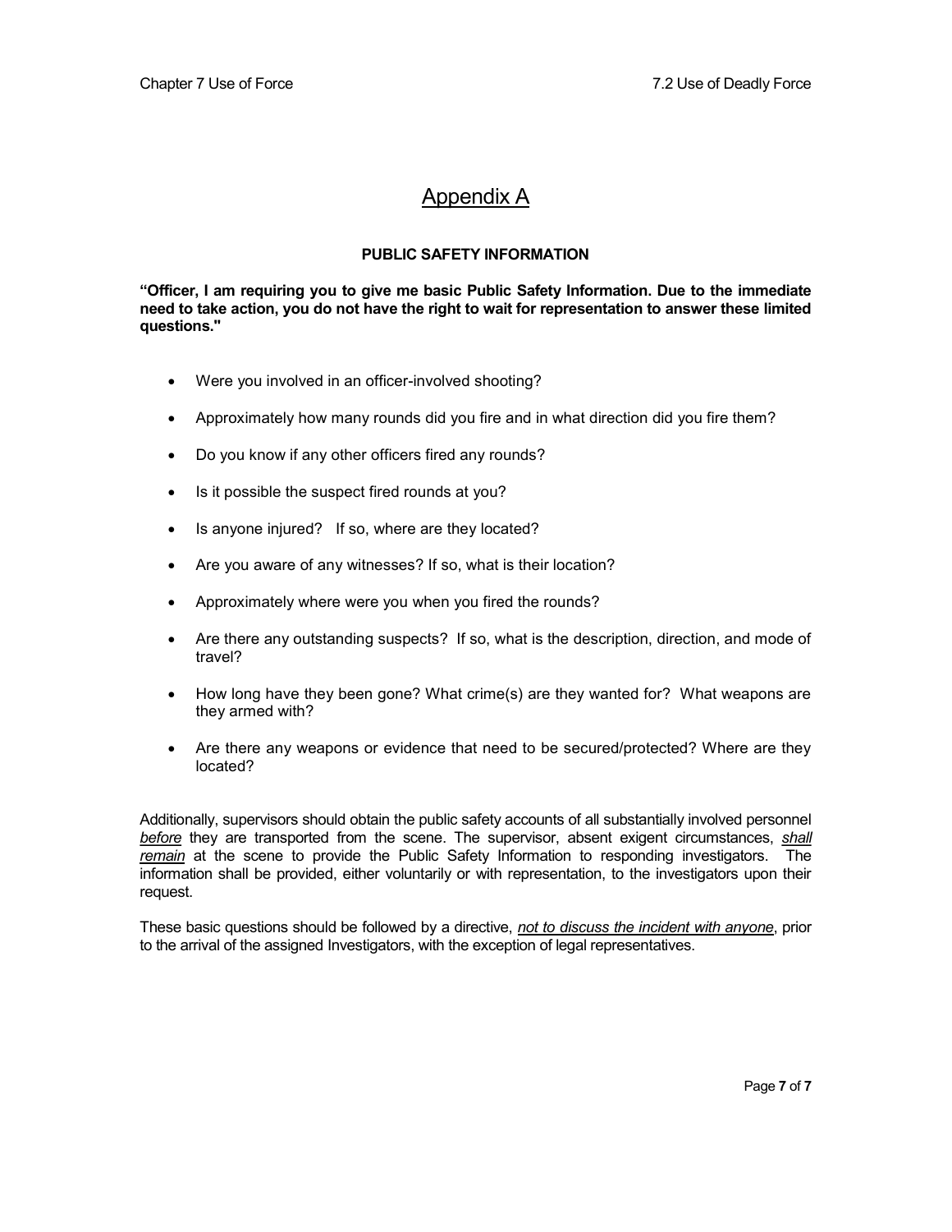# Appendix A

## PUBLIC SAFETY INFORMATION

**"Officer, I am requiring you to give me basic Public Safety Information. Due to the immediate need to take action, you do not have the right to wait for representation to answer these limited questions."**

- Were you involved in an officer-involved shooting?
- Approximately how many rounds did you fire and in what direction did you fire them?
- Do you know if any other officers fired any rounds?
- Is it possible the suspect fired rounds at you?
- Is anyone injured? If so, where are they located?
- Are you aware of any witnesses? If so, what is their location?
- Approximately where were you when you fired the rounds?
- Are there any outstanding suspects? If so, what is the description, direction, and mode of travel?
- How long have they been gone? What crime(s) are they wanted for? What weapons are they armed with?
- Are there any weapons or evidence that need to be secured/protected? Where are they located?

Additionally, supervisors should obtain the public safety accounts of all substantially involved personnel ***before*** they are transported from the scene. The supervisor, absent exigent circumstances, ***shall remain*** at the scene to provide the Public Safety Information to responding investigators. The information shall be provided, either voluntarily or with representation, to the investigators upon their request.

These basic questions should be followed by a directive, *not to discuss the incident with anyone*, prior to the arrival of the assigned Investigators, with the exception of legal representatives.